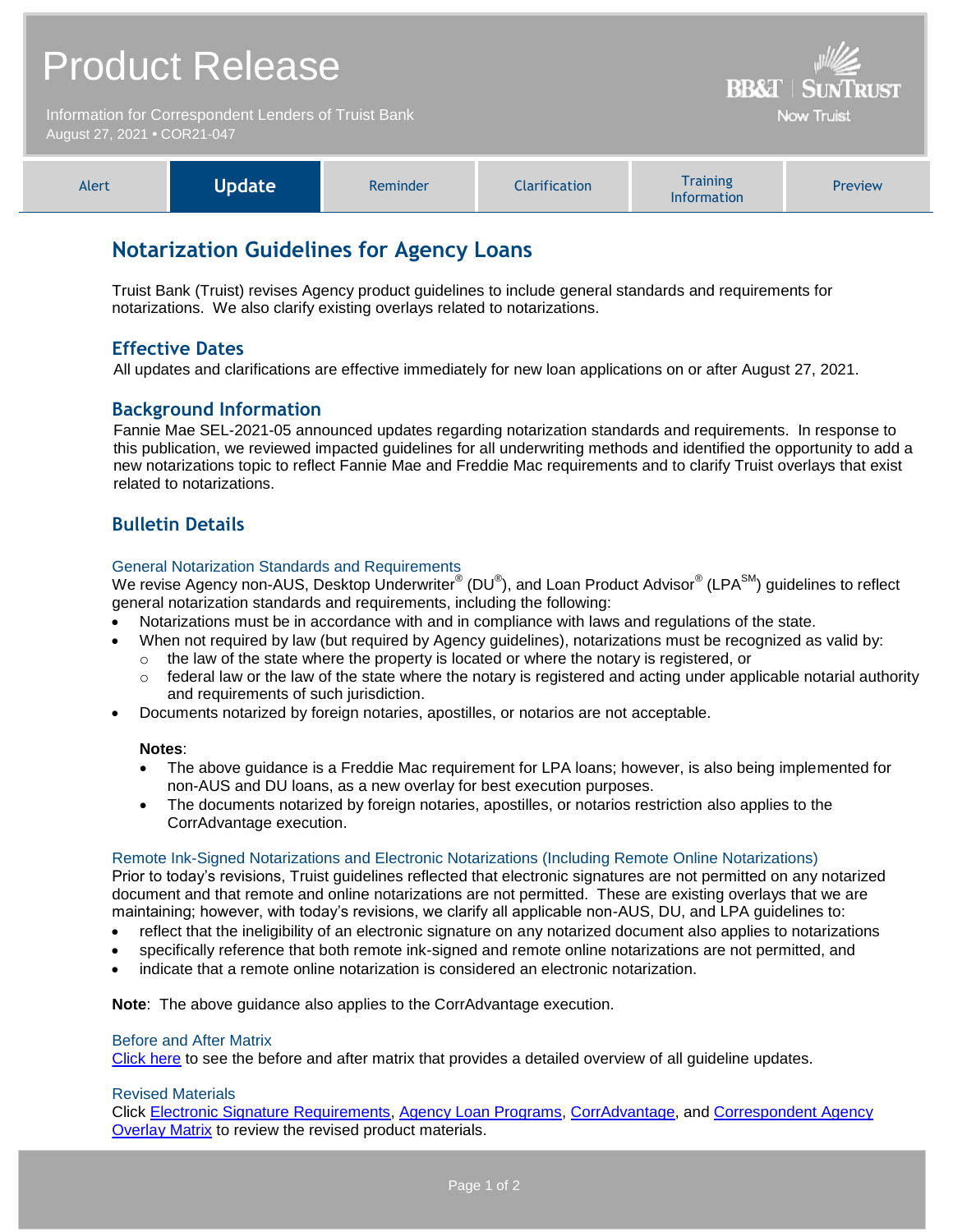# Product Release

Information for Correspondent Lenders of Truist Bank
August 27, 2021 • COR21-047

BB&T | SunTrust
Now Truist

| Alert | **Update** | Reminder | Clarification | Training Information | Preview |
|---|---|---|---|---|---|

## Notarization Guidelines for Agency Loans

Truist Bank (Truist) revises Agency product guidelines to include general standards and requirements for notarizations. We also clarify existing overlays related to notarizations.

### Effective Dates

All updates and clarifications are effective immediately for new loan applications on or after August 27, 2021.

### Background Information

Fannie Mae SEL-2021-05 announced updates regarding notarization standards and requirements. In response to this publication, we reviewed impacted guidelines for all underwriting methods and identified the opportunity to add a new notarizations topic to reflect Fannie Mae and Freddie Mac requirements and to clarify Truist overlays that exist related to notarizations.

### Bulletin Details

#### General Notarization Standards and Requirements

We revise Agency non-AUS, Desktop Underwriter® (DU®), and Loan Product Advisor® (LPA℠) guidelines to reflect general notarization standards and requirements, including the following:

- Notarizations must be in accordance with and in compliance with laws and regulations of the state.
- When not required by law (but required by Agency guidelines), notarizations must be recognized as valid by:
  - the law of the state where the property is located or where the notary is registered, or
  - federal law or the law of the state where the notary is registered and acting under applicable notarial authority and requirements of such jurisdiction.
- Documents notarized by foreign notaries, apostilles, or notarios are not acceptable.

**Notes**:

- The above guidance is a Freddie Mac requirement for LPA loans; however, is also being implemented for non-AUS and DU loans, as a new overlay for best execution purposes.
- The documents notarized by foreign notaries, apostilles, or notarios restriction also applies to the CorrAdvantage execution.

#### Remote Ink-Signed Notarizations and Electronic Notarizations (Including Remote Online Notarizations)

Prior to today's revisions, Truist guidelines reflected that electronic signatures are not permitted on any notarized document and that remote and online notarizations are not permitted. These are existing overlays that we are maintaining; however, with today's revisions, we clarify all applicable non-AUS, DU, and LPA guidelines to:

- reflect that the ineligibility of an electronic signature on any notarized document also applies to notarizations
- specifically reference that both remote ink-signed and remote online notarizations are not permitted, and
- indicate that a remote online notarization is considered an electronic notarization.

**Note**: The above guidance also applies to the CorrAdvantage execution.

#### Before and After Matrix

Click here to see the before and after matrix that provides a detailed overview of all guideline updates.

#### Revised Materials

Click Electronic Signature Requirements, Agency Loan Programs, CorrAdvantage, and Correspondent Agency Overlay Matrix to review the revised product materials.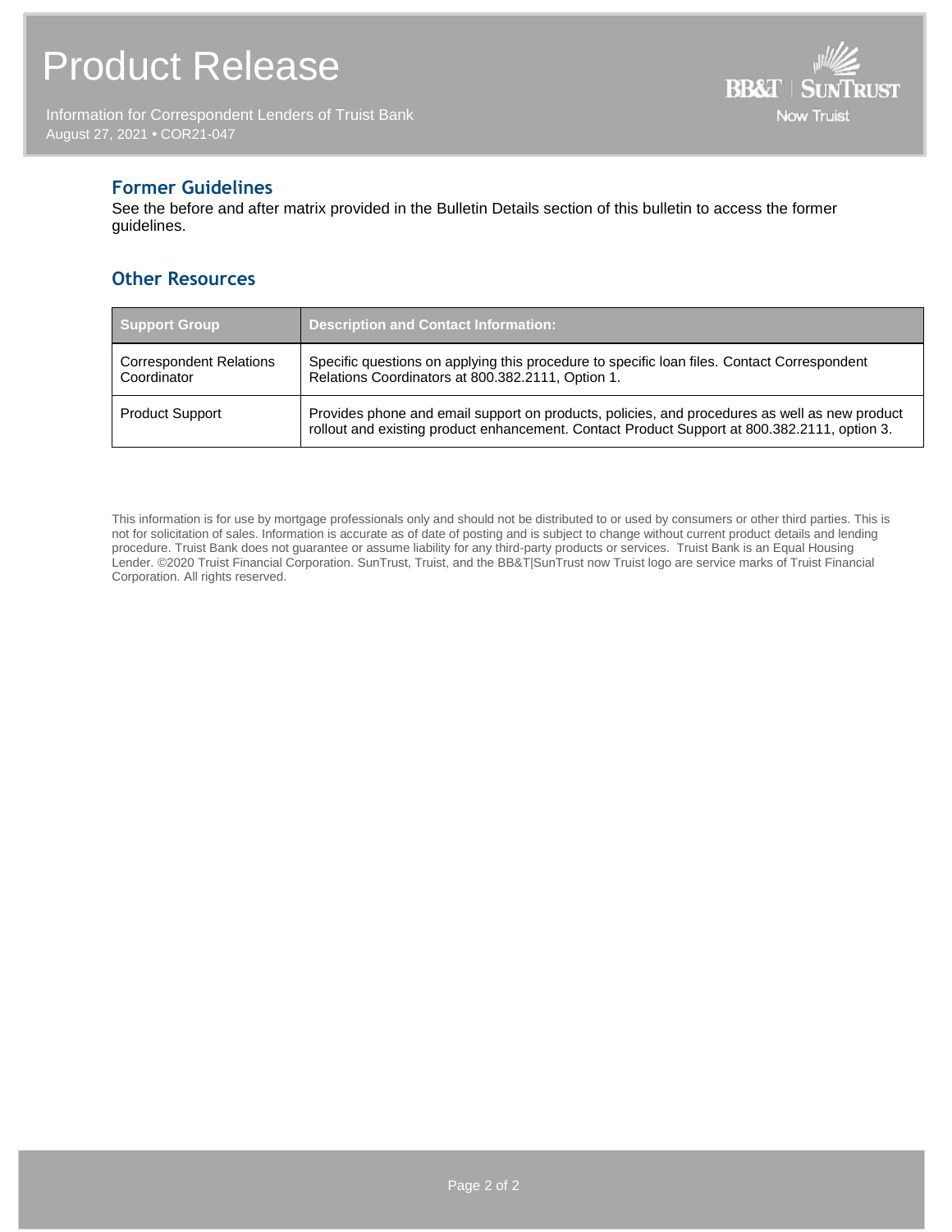## Former Guidelines

See the before and after matrix provided in the Bulletin Details section of this bulletin to access the former guidelines.

## Other Resources

| Support Group | Description and Contact Information: |
|---|---|
| Correspondent Relations Coordinator | Specific questions on applying this procedure to specific loan files. Contact Correspondent Relations Coordinators at 800.382.2111, Option 1. |
| Product Support | Provides phone and email support on products, policies, and procedures as well as new product rollout and existing product enhancement. Contact Product Support at 800.382.2111, option 3. |

This information is for use by mortgage professionals only and should not be distributed to or used by consumers or other third parties. This is not for solicitation of sales. Information is accurate as of date of posting and is subject to change without current product details and lending procedure. Truist Bank does not guarantee or assume liability for any third-party products or services. Truist Bank is an Equal Housing Lender. ©2020 Truist Financial Corporation. SunTrust, Truist, and the BB&T|SunTrust now Truist logo are service marks of Truist Financial Corporation. All rights reserved.